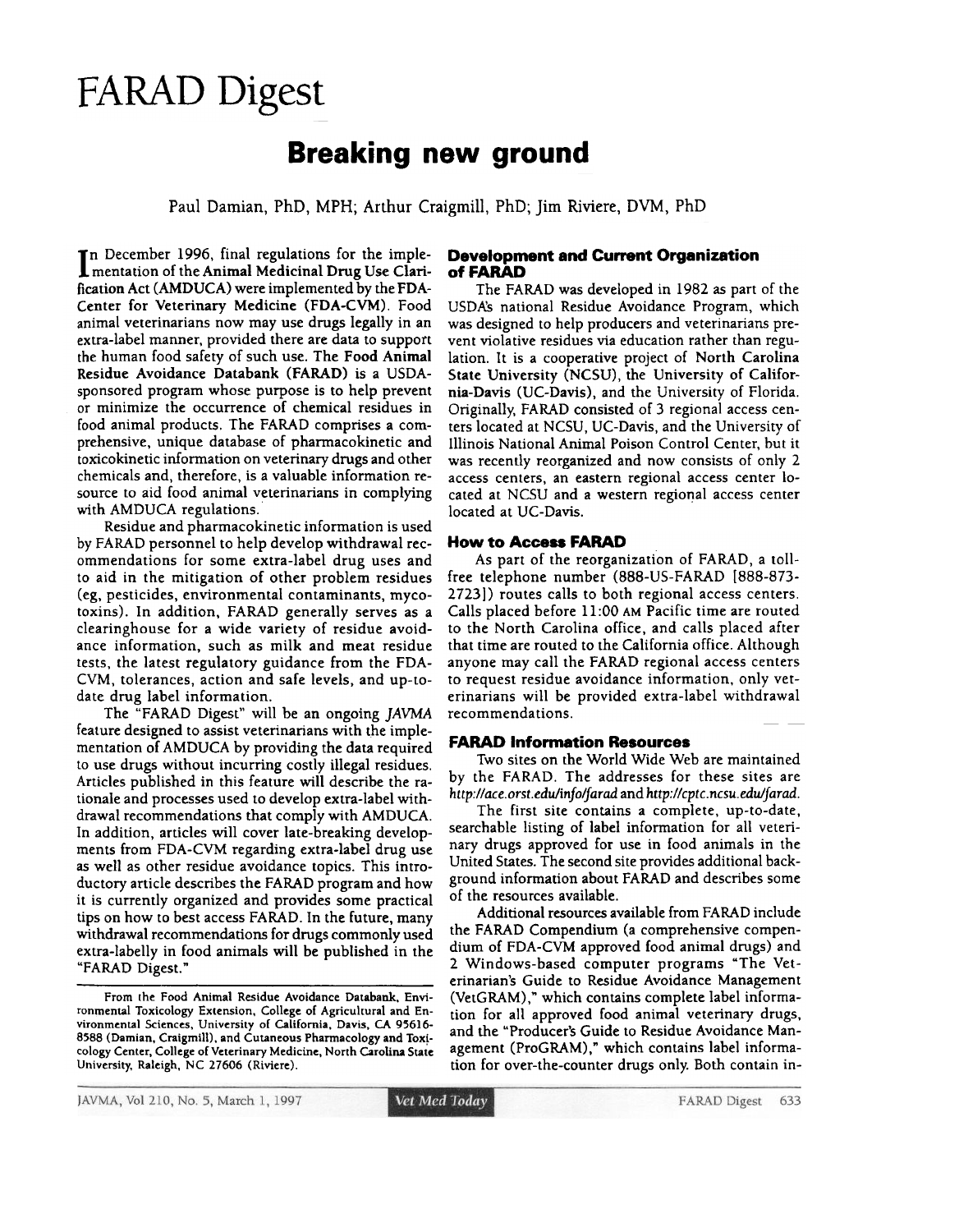# FARAD Digest

## Breaking new ground

Paul Damian, PhD, MPH; Arthur Craigmill, PhD; Jim Riviere, DVM, PhD

In December 1996, final regulations for the implementation of the **Animal Medicinal Drug Use Clarification Act (AMDUCA)** were implemented by the **FDA-Center for Veterinary Medicine (FDA-CVM)**. Food animal veterinarians now may use drugs legally in an extra-label manner, provided there are data to support the human food safety of such use. The **Food Animal Residue Avoidance Databank (FARAD)** is a USDA-sponsored program whose purpose is to help prevent or minimize the occurrence of chemical residues in food animal products. The FARAD comprises a comprehensive, unique database of pharmacokinetic and toxicokinetic information on veterinary drugs and other chemicals and, therefore, is a valuable information resource to aid food animal veterinarians in complying with AMDUCA regulations.

Residue and pharmacokinetic information is used by FARAD personnel to help develop withdrawal recommendations for some extra-label drug uses and to aid in the mitigation of other problem residues (eg, pesticides, environmental contaminants, mycotoxins). In addition, FARAD generally serves as a clearinghouse for a wide variety of residue avoidance information, such as milk and meat residue tests, the latest regulatory guidance from the FDA-CVM, tolerances, action and safe levels, and up-to-date drug label information.

The "FARAD Digest" will be an ongoing *JAVMA* feature designed to assist veterinarians with the implementation of AMDUCA by providing the data required to use drugs without incurring costly illegal residues. Articles published in this feature will describe the rationale and processes used to develop extra-label withdrawal recommendations that comply with AMDUCA. In addition, articles will cover late-breaking developments from FDA-CVM regarding extra-label drug use as well as other residue avoidance topics. This introductory article describes the FARAD program and how it is currently organized and provides some practical tips on how to best access FARAD. In the future, many withdrawal recommendations for drugs commonly used extra-labelly in food animals will be published in the "FARAD Digest."

From the Food Animal Residue Avoidance Databank, Environmental Toxicology Extension, College of Agricultural and Environmental Sciences, University of California, Davis, CA 95616-8588 (Damian, Craigmill), and Cutaneous Pharmacology and Toxicology Center, College of Veterinary Medicine, North Carolina State University, Raleigh, NC 27606 (Riviere).

### Development and Current Organization of FARAD

The FARAD was developed in 1982 as part of the USDA's national Residue Avoidance Program, which was designed to help producers and veterinarians prevent violative residues via education rather than regulation. It is a cooperative project of **North Carolina State University (NCSU)**, **the University of California-Davis (UC-Davis)**, and the University of Florida. Originally, FARAD consisted of 3 regional access centers located at NCSU, UC-Davis, and the University of Illinois National Animal Poison Control Center, but it was recently reorganized and now consists of only 2 access centers, an eastern regional access center located at NCSU and a western regional access center located at UC-Davis.

### How to Access FARAD

As part of the reorganization of FARAD, a toll-free telephone number (888-US-FARAD [888-873-2723]) routes calls to both regional access centers. Calls placed before 11:00 AM Pacific time are routed to the North Carolina office, and calls placed after that time are routed to the California office. Although anyone may call the FARAD regional access centers to request residue avoidance information, only veterinarians will be provided extra-label withdrawal recommendations.

### FARAD Information Resources

Two sites on the World Wide Web are maintained by the FARAD. The addresses for these sites are *http://ace.orst.edu/info/farad* and *http://cptc.ncsu.edu/farad*.

The first site contains a complete, up-to-date, searchable listing of label information for all veterinary drugs approved for use in food animals in the United States. The second site provides additional background information about FARAD and describes some of the resources available.

Additional resources available from FARAD include the FARAD Compendium (a comprehensive compendium of FDA-CVM approved food animal drugs) and 2 Windows-based computer programs "The Veterinarian's Guide to Residue Avoidance Management (VetGRAM)," which contains complete label information for all approved food animal veterinary drugs, and the "Producer's Guide to Residue Avoidance Management (ProGRAM)," which contains label information for over-the-counter drugs only. Both contain in-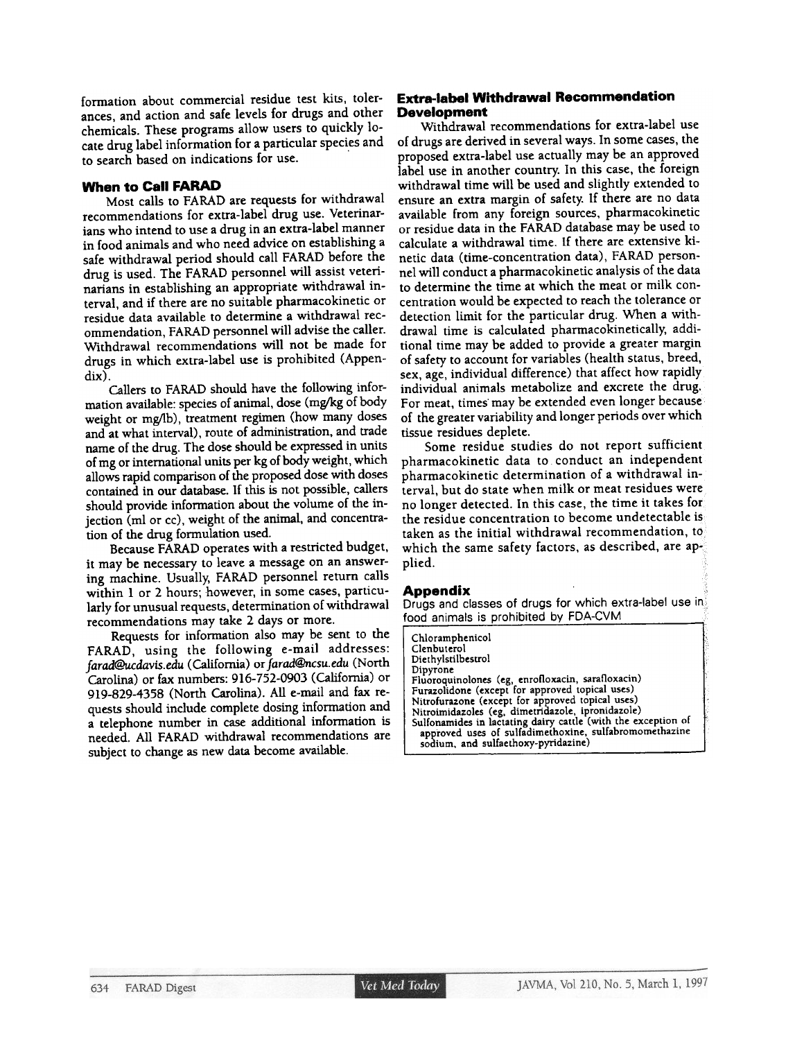formation about commercial residue test kits, tolerances, and action and safe levels for drugs and other chemicals. These programs allow users to quickly locate drug label information for a particular species and to search based on indications for use.

## When to Call FARAD

Most calls to FARAD are requests for withdrawal recommendations for extra-label drug use. Veterinarians who intend to use a drug in an extra-label manner in food animals and who need advice on establishing a safe withdrawal period should call FARAD before the drug is used. The FARAD personnel will assist veterinarians in establishing an appropriate withdrawal interval, and if there are no suitable pharmacokinetic or residue data available to determine a withdrawal recommendation, FARAD personnel will advise the caller. Withdrawal recommendations will not be made for drugs in which extra-label use is prohibited (Appendix).

Callers to FARAD should have the following information available: species of animal, dose (mg/kg of body weight or mg/lb), treatment regimen (how many doses and at what interval), route of administration, and trade name of the drug. The dose should be expressed in units of mg or international units per kg of body weight, which allows rapid comparison of the proposed dose with doses contained in our database. If this is not possible, callers should provide information about the volume of the injection (ml or cc), weight of the animal, and concentration of the drug formulation used.

Because FARAD operates with a restricted budget, it may be necessary to leave a message on an answering machine. Usually, FARAD personnel return calls within 1 or 2 hours; however, in some cases, particularly for unusual requests, determination of withdrawal recommendations may take 2 days or more.

Requests for information also may be sent to the FARAD, using the following e-mail addresses: *farad@ucdavis.edu* (California) or *farad@ncsu.edu* (North Carolina) or fax numbers: 916-752-0903 (California) or 919-829-4358 (North Carolina). All e-mail and fax requests should include complete dosing information and a telephone number in case additional information is needed. All FARAD withdrawal recommendations are subject to change as new data become available.

## Extra-label Withdrawal Recommendation Development

Withdrawal recommendations for extra-label use of drugs are derived in several ways. In some cases, the proposed extra-label use actually may be an approved label use in another country. In this case, the foreign withdrawal time will be used and slightly extended to ensure an extra margin of safety. If there are no data available from any foreign sources, pharmacokinetic or residue data in the FARAD database may be used to calculate a withdrawal time. If there are extensive kinetic data (time-concentration data), FARAD personnel will conduct a pharmacokinetic analysis of the data to determine the time at which the meat or milk concentration would be expected to reach the tolerance or detection limit for the particular drug. When a withdrawal time is calculated pharmacokinetically, additional time may be added to provide a greater margin of safety to account for variables (health status, breed, sex, age, individual difference) that affect how rapidly individual animals metabolize and excrete the drug. For meat, times may be extended even longer because of the greater variability and longer periods over which tissue residues deplete.

Some residue studies do not report sufficient pharmacokinetic data to conduct an independent pharmacokinetic determination of a withdrawal interval, but do state when milk or meat residues were no longer detected. In this case, the time it takes for the residue concentration to become undetectable is taken as the initial withdrawal recommendation, to which the same safety factors, as described, are applied.

## Appendix

Drugs and classes of drugs for which extra-label use in food animals is prohibited by FDA-CVM

- Chloramphenicol
- Clenbuterol
- Diethylstilbestrol
- Dipyrone
- Fluoroquinolones (eg, enrofloxacin, sarafloxacin)
- Furazolidone (except for approved topical uses)
- Nitrofurazone (except for approved topical uses)
- Nitroimidazoles (eg, dimetridazole, ipronidazole)
- Sulfonamides in lactating dairy cattle (with the exception of approved uses of sulfadimethoxine, sulfabromomethazine sodium, and sulfaethoxy-pyridazine)